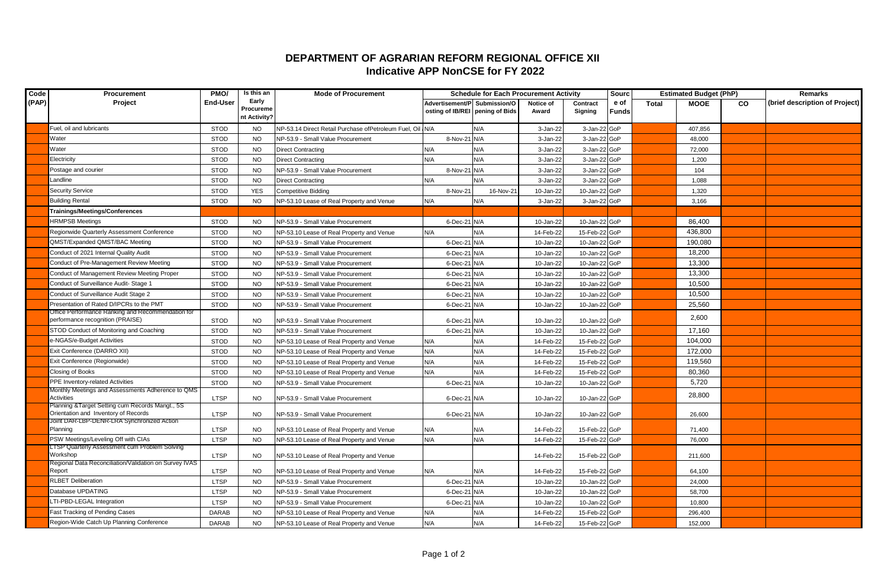# DEPARTMENT OF AGRARIAN REFORM REGIONAL OFFICE XII
## Indicative APP NonCSE for FY 2022

| Code (PAP) | Procurement Project | PMO/ End-User | Is this an Early Procurement Activity? | Mode of Procurement | Schedule for Each Procurement Activity | | | | Source of Funds | Estimated Budget (PhP) | | | Remarks (brief description of Project) |
|---|---|---|---|---|---|---|---|---|---|---|---|---|---|
| | | | | | Advertisement/Posting of IB/REI | Submission/Opening of Bids | Notice of Award | Contract Signing | | Total | MOOE | CO | |
| | Fuel, oil and lubricants | STOD | NO | NP-53.14 Direct Retail Purchase ofPetroleum Fuel, Oil | N/A | N/A | 3-Jan-22 | 3-Jan-22 | GoP | | 407,856 | | |
| | Water | STOD | NO | NP-53.9 - Small Value Procurement | 8-Nov-21 | N/A | 3-Jan-22 | 3-Jan-22 | GoP | | 48,000 | | |
| | Water | STOD | NO | Direct Contracting | N/A | N/A | 3-Jan-22 | 3-Jan-22 | GoP | | 72,000 | | |
| | Electricity | STOD | NO | Direct Contracting | N/A | N/A | 3-Jan-22 | 3-Jan-22 | GoP | | 1,200 | | |
| | Postage and courier | STOD | NO | NP-53.9 - Small Value Procurement | 8-Nov-21 | N/A | 3-Jan-22 | 3-Jan-22 | GoP | | 104 | | |
| | Landline | STOD | NO | Direct Contracting | N/A | N/A | 3-Jan-22 | 3-Jan-22 | GoP | | 1,088 | | |
| | Security Service | STOD | YES | Competitive Bidding | 8-Nov-21 | 16-Nov-21 | 10-Jan-22 | 10-Jan-22 | GoP | | 1,320 | | |
| | Building Rental | STOD | NO | NP-53.10 Lease of Real Property and Venue | N/A | N/A | 3-Jan-22 | 3-Jan-22 | GoP | | 3,166 | | |
| | **Trainings/Meetings/Conferences** | | | | | | | | | | | | |
| | HRMPSB Meetings | STOD | NO | NP-53.9 - Small Value Procurement | 6-Dec-21 | N/A | 10-Jan-22 | 10-Jan-22 | GoP | | 86,400 | | |
| | Regionwide Quarterly Assessment Conference | STOD | NO | NP-53.10 Lease of Real Property and Venue | N/A | N/A | 14-Feb-22 | 15-Feb-22 | GoP | | 436,800 | | |
| | QMST/Expanded QMST/BAC Meeting | STOD | NO | NP-53.9 - Small Value Procurement | 6-Dec-21 | N/A | 10-Jan-22 | 10-Jan-22 | GoP | | 190,080 | | |
| | Conduct of 2021 Internal Quality Audit | STOD | NO | NP-53.9 - Small Value Procurement | 6-Dec-21 | N/A | 10-Jan-22 | 10-Jan-22 | GoP | | 18,200 | | |
| | Conduct of Pre-Management Review Meeting | STOD | NO | NP-53.9 - Small Value Procurement | 6-Dec-21 | N/A | 10-Jan-22 | 10-Jan-22 | GoP | | 13,300 | | |
| | Conduct of Management Review Meeting Proper | STOD | NO | NP-53.9 - Small Value Procurement | 6-Dec-21 | N/A | 10-Jan-22 | 10-Jan-22 | GoP | | 13,300 | | |
| | Conduct of Surveillance Audit- Stage 1 | STOD | NO | NP-53.9 - Small Value Procurement | 6-Dec-21 | N/A | 10-Jan-22 | 10-Jan-22 | GoP | | 10,500 | | |
| | Conduct of Surveillance Audit Stage 2 | STOD | NO | NP-53.9 - Small Value Procurement | 6-Dec-21 | N/A | 10-Jan-22 | 10-Jan-22 | GoP | | 10,500 | | |
| | Presentation of Rated D/IPCRs to the PMT | STOD | NO | NP-53.9 - Small Value Procurement | 6-Dec-21 | N/A | 10-Jan-22 | 10-Jan-22 | GoP | | 25,560 | | |
| | Office Performance Ranking and Recommendation for performance recognition (PRAISE) | STOD | NO | NP-53.9 - Small Value Procurement | 6-Dec-21 | N/A | 10-Jan-22 | 10-Jan-22 | GoP | | 2,600 | | |
| | STOD Conduct of Monitoring and Coaching | STOD | NO | NP-53.9 - Small Value Procurement | 6-Dec-21 | N/A | 10-Jan-22 | 10-Jan-22 | GoP | | 17,160 | | |
| | e-NGAS/e-Budget Activities | STOD | NO | NP-53.10 Lease of Real Property and Venue | N/A | N/A | 14-Feb-22 | 15-Feb-22 | GoP | | 104,000 | | |
| | Exit Conference (DARRO XII) | STOD | NO | NP-53.10 Lease of Real Property and Venue | N/A | N/A | 14-Feb-22 | 15-Feb-22 | GoP | | 172,000 | | |
| | Exit Conference (Regionwide) | STOD | NO | NP-53.10 Lease of Real Property and Venue | N/A | N/A | 14-Feb-22 | 15-Feb-22 | GoP | | 119,560 | | |
| | Closing of Books | STOD | NO | NP-53.10 Lease of Real Property and Venue | N/A | N/A | 14-Feb-22 | 15-Feb-22 | GoP | | 80,360 | | |
| | PPE Inventory-related Activities | STOD | NO | NP-53.9 - Small Value Procurement | 6-Dec-21 | N/A | 10-Jan-22 | 10-Jan-22 | GoP | | 5,720 | | |
| | Monthly Meetings and Assessments Adherence to QMS Activities | LTSP | NO | NP-53.9 - Small Value Procurement | 6-Dec-21 | N/A | 10-Jan-22 | 10-Jan-22 | GoP | | 28,800 | | |
| | Planning &Target Setting cum Records Mangt., 5S Orientation and Inventory of Records | LTSP | NO | NP-53.9 - Small Value Procurement | 6-Dec-21 | N/A | 10-Jan-22 | 10-Jan-22 | GoP | | 26,600 | | |
| | Joint DAR-LBP-DENR-LRA Synchronized Action Planning | LTSP | NO | NP-53.10 Lease of Real Property and Venue | N/A | N/A | 14-Feb-22 | 15-Feb-22 | GoP | | 71,400 | | |
| | PSW Meetings/Leveling Off with CIAs | LTSP | NO | NP-53.10 Lease of Real Property and Venue | N/A | N/A | 14-Feb-22 | 15-Feb-22 | GoP | | 76,000 | | |
| | LTSP Quarterly Assessment cum Problem Solving Workshop | LTSP | NO | NP-53.10 Lease of Real Property and Venue | | | 14-Feb-22 | 15-Feb-22 | GoP | | 211,600 | | |
| | Regional Data Reconciliation/Validation on Survey IVAS Report | LTSP | NO | NP-53.10 Lease of Real Property and Venue | N/A | N/A | 14-Feb-22 | 15-Feb-22 | GoP | | 64,100 | | |
| | RLBET Deliberation | LTSP | NO | NP-53.9 - Small Value Procurement | 6-Dec-21 | N/A | 10-Jan-22 | 10-Jan-22 | GoP | | 24,000 | | |
| | Database UPDATING | LTSP | NO | NP-53.9 - Small Value Procurement | 6-Dec-21 | N/A | 10-Jan-22 | 10-Jan-22 | GoP | | 58,700 | | |
| | LTI-PBD-LEGAL Integration | LTSP | NO | NP-53.9 - Small Value Procurement | 6-Dec-21 | N/A | 10-Jan-22 | 10-Jan-22 | GoP | | 10,800 | | |
| | Fast Tracking of Pending Cases | DARAB | NO | NP-53.10 Lease of Real Property and Venue | N/A | N/A | 14-Feb-22 | 15-Feb-22 | GoP | | 296,400 | | |
| | Region-Wide Catch Up Planning Conference | DARAB | NO | NP-53.10 Lease of Real Property and Venue | N/A | N/A | 14-Feb-22 | 15-Feb-22 | GoP | | 152,000 | | |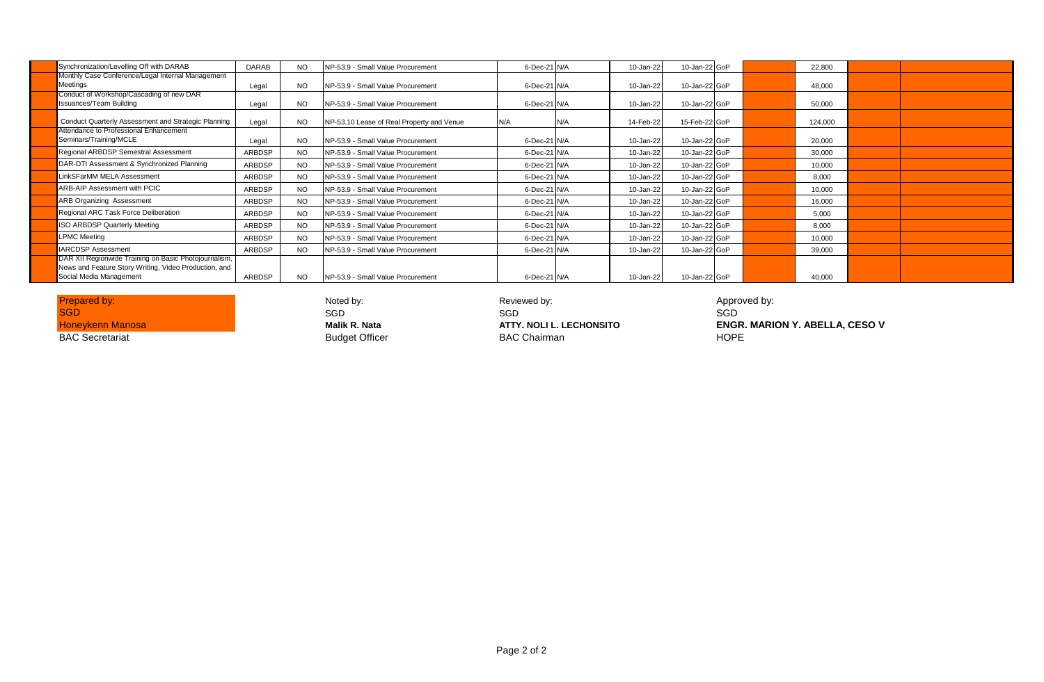| | | | | | | | | | | | | | | |
|---|---|---|---|---|---|---|---|---|---|---|---|---|---|---|
| | Synchronization/Levelling Off with DARAB | DARAB | NO | NP-53.9 - Small Value Procurement | 6-Dec-21 | N/A | 10-Jan-22 | 10-Jan-22 | GoP | | 22,800 | | |
| | Monthly Case Conference/Legal Internal Management Meetings | Legal | NO | NP-53.9 - Small Value Procurement | 6-Dec-21 | N/A | 10-Jan-22 | 10-Jan-22 | GoP | | 48,000 | | |
| | Conduct of Workshop/Cascading of new DAR Issuances/Team Building | Legal | NO | NP-53.9 - Small Value Procurement | 6-Dec-21 | N/A | 10-Jan-22 | 10-Jan-22 | GoP | | 50,000 | | |
| | Conduct Quarterly Assessment and Strategic Planning | Legal | NO | NP-53.10 Lease of Real Property and Venue | N/A | N/A | 14-Feb-22 | 15-Feb-22 | GoP | | 124,000 | | |
| | Attendance to Professional Enhancement Seminars/Training/MCLE | Legal | NO | NP-53.9 - Small Value Procurement | 6-Dec-21 | N/A | 10-Jan-22 | 10-Jan-22 | GoP | | 20,000 | | |
| | Regional ARBDSP Semestral Assessment | ARBDSP | NO | NP-53.9 - Small Value Procurement | 6-Dec-21 | N/A | 10-Jan-22 | 10-Jan-22 | GoP | | 30,000 | | |
| | DAR-DTI Assessment & Synchronized Planning | ARBDSP | NO | NP-53.9 - Small Value Procurement | 6-Dec-21 | N/A | 10-Jan-22 | 10-Jan-22 | GoP | | 10,000 | | |
| | LinkSFarMM MELA Assessment | ARBDSP | NO | NP-53.9 - Small Value Procurement | 6-Dec-21 | N/A | 10-Jan-22 | 10-Jan-22 | GoP | | 8,000 | | |
| | ARB-AIP Assessment with PCIC | ARBDSP | NO | NP-53.9 - Small Value Procurement | 6-Dec-21 | N/A | 10-Jan-22 | 10-Jan-22 | GoP | | 10,000 | | |
| | ARB Organizing Assessment | ARBDSP | NO | NP-53.9 - Small Value Procurement | 6-Dec-21 | N/A | 10-Jan-22 | 10-Jan-22 | GoP | | 16,000 | | |
| | Regional ARC Task Force Deliberation | ARBDSP | NO | NP-53.9 - Small Value Procurement | 6-Dec-21 | N/A | 10-Jan-22 | 10-Jan-22 | GoP | | 5,000 | | |
| | ISO ARBDSP Quarterly Meeting | ARBDSP | NO | NP-53.9 - Small Value Procurement | 6-Dec-21 | N/A | 10-Jan-22 | 10-Jan-22 | GoP | | 8,000 | | |
| | LPMC Meeting | ARBDSP | NO | NP-53.9 - Small Value Procurement | 6-Dec-21 | N/A | 10-Jan-22 | 10-Jan-22 | GoP | | 10,000 | | |
| | IARCDSP Assessment | ARBDSP | NO | NP-53.9 - Small Value Procurement | 6-Dec-21 | N/A | 10-Jan-22 | 10-Jan-22 | GoP | | 39,000 | | |
| | DAR XII Regionwide Training on Basic Photojournalism, News and Feature Story Writing, Video Production, and Social Media Management | ARBDSP | NO | NP-53.9 - Small Value Procurement | 6-Dec-21 | N/A | 10-Jan-22 | 10-Jan-22 | GoP | | 40,000 | | |

| Prepared by: | Noted by: | Reviewed by: | Approved by: |
|---|---|---|---|
| SGD | SGD | SGD | SGD |
| Honeykenn Manosa | **Malik R. Nata** | **ATTY. NOLI L. LECHONSITO** | **ENGR. MARION Y. ABELLA, CESO V** |
| BAC Secretariat | Budget Officer | BAC Chairman | HOPE |